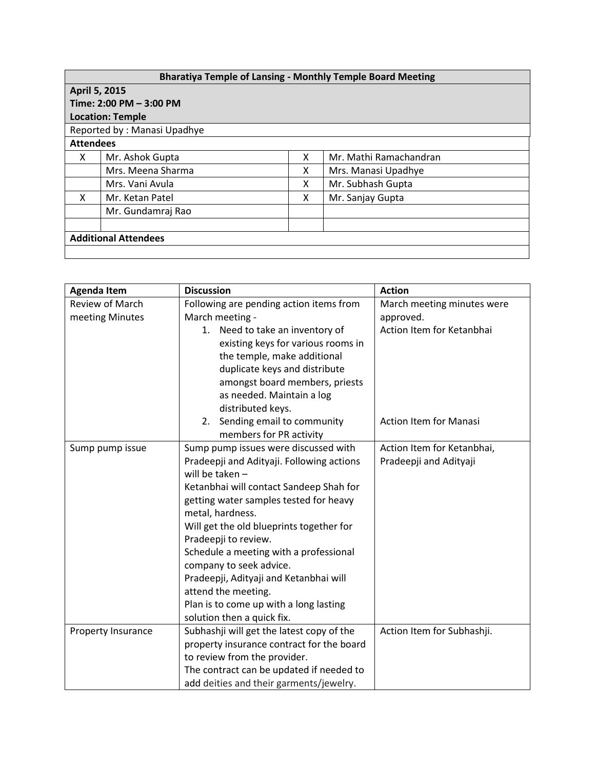| Bharatiya Temple of Lansing - Monthly Temple Board Meeting | | | |
|---|---|---|---|
| **April 5, 2015**<br>**Time: 2:00 PM – 3:00 PM**<br>**Location: Temple** | | | |
| Reported by : Manasi Upadhye | | | |
| **Attendees** | | | |
| X | Mr. Ashok Gupta | X | Mr. Mathi Ramachandran |
| | Mrs. Meena Sharma | X | Mrs. Manasi Upadhye |
| | Mrs. Vani Avula | X | Mr. Subhash Gupta |
| X | Mr. Ketan Patel | X | Mr. Sanjay Gupta |
| | Mr. Gundamraj Rao | | |
| | | | |
| **Additional Attendees** | | | |
| | | | |

| Agenda Item | Discussion | Action |
|---|---|---|
| Review of March meeting Minutes | Following are pending action items from March meeting -<br>1. Need to take an inventory of existing keys for various rooms in the temple, make additional duplicate keys and distribute amongst board members, priests as needed. Maintain a log distributed keys.<br>2. Sending email to community members for PR activity | March meeting minutes were approved.<br>Action Item for Ketanbhai<br><br>Action Item for Manasi |
| Sump pump issue | Sump pump issues were discussed with Pradeepji and Adityaji. Following actions will be taken –<br>Ketanbhai will contact Sandeep Shah for getting water samples tested for heavy metal, hardness.<br>Will get the old blueprints together for Pradeepji to review.<br>Schedule a meeting with a professional company to seek advice.<br>Pradeepji, Adityaji and Ketanbhai will attend the meeting.<br>Plan is to come up with a long lasting solution then a quick fix. | Action Item for Ketanbhai, Pradeepji and Adityaji |
| Property Insurance | Subhashji will get the latest copy of the property insurance contract for the board to review from the provider.<br>The contract can be updated if needed to add deities and their garments/jewelry. | Action Item for Subhashji. |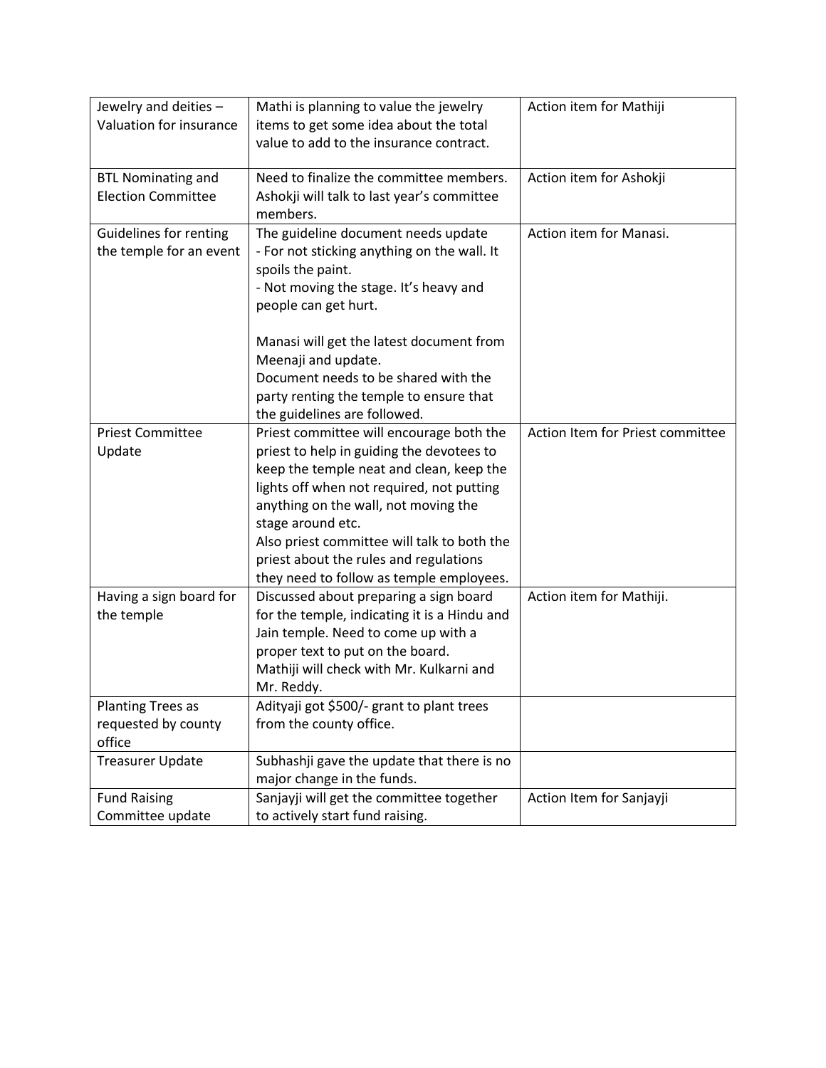| | | |
| --- | --- | --- |
| Jewelry and deities – Valuation for insurance | Mathi is planning to value the jewelry items to get some idea about the total value to add to the insurance contract. | Action item for Mathiji |
| BTL Nominating and Election Committee | Need to finalize the committee members. Ashokji will talk to last year's committee members. | Action item for Ashokji |
| Guidelines for renting the temple for an event | The guideline document needs update<br>- For not sticking anything on the wall. It spoils the paint.<br>- Not moving the stage. It's heavy and people can get hurt.<br><br>Manasi will get the latest document from Meenaji and update.<br>Document needs to be shared with the party renting the temple to ensure that the guidelines are followed. | Action item for Manasi. |
| Priest Committee Update | Priest committee will encourage both the priest to help in guiding the devotees to keep the temple neat and clean, keep the lights off when not required, not putting anything on the wall, not moving the stage around etc.<br>Also priest committee will talk to both the priest about the rules and regulations they need to follow as temple employees. | Action Item for Priest committee |
| Having a sign board for the temple | Discussed about preparing a sign board for the temple, indicating it is a Hindu and Jain temple. Need to come up with a proper text to put on the board.<br>Mathiji will check with Mr. Kulkarni and Mr. Reddy. | Action item for Mathiji. |
| Planting Trees as requested by county office | Adityaji got $500/- grant to plant trees from the county office. | |
| Treasurer Update | Subhashji gave the update that there is no major change in the funds. | |
| Fund Raising Committee update | Sanjayji will get the committee together to actively start fund raising. | Action Item for Sanjayji |